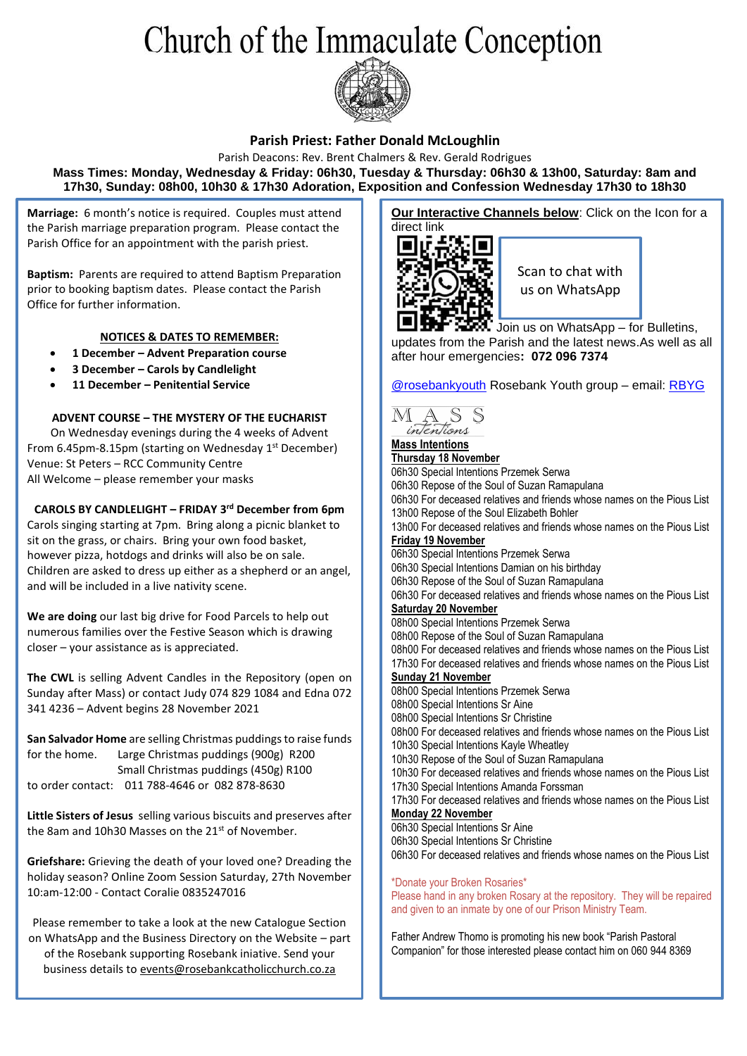# Church of the Immaculate Conception

**Parish Priest: Father Donald McLoughlin**

Parish Deacons: Rev. Brent Chalmers & Rev. Gerald Rodrigues

**Mass Times: Monday, Wednesday & Friday: 06h30, Tuesday & Thursday: 06h30 & 13h00, Saturday: 8am and 17h30, Sunday: 08h00, 10h30 & 17h30 Adoration, Exposition and Confession Wednesday 17h30 to 18h30**

**Marriage:** 6 month's notice is required. Couples must attend the Parish marriage preparation program. Please contact the Parish Office for an appointment with the parish priest.

**Baptism:** Parents are required to attend Baptism Preparation prior to booking baptism dates. Please contact the Parish Office for further information.

**NOTICES & DATES TO REMEMBER:**

- **1 December – Advent Preparation course**
- **3 December – Carols by Candlelight**
- **11 December – Penitential Service**

**ADVENT COURSE – THE MYSTERY OF THE EUCHARIST**

On Wednesday evenings during the 4 weeks of Advent From 6.45pm-8.15pm (starting on Wednesday 1st December)
Venue: St Peters – RCC Community Centre
All Welcome – please remember your masks

**CAROLS BY CANDLELIGHT – FRIDAY 3rd December from 6pm**

Carols singing starting at 7pm. Bring along a picnic blanket to sit on the grass, or chairs. Bring your own food basket, however pizza, hotdogs and drinks will also be on sale. Children are asked to dress up either as a shepherd or an angel, and will be included in a live nativity scene.

**We are doing** our last big drive for Food Parcels to help out numerous families over the Festive Season which is drawing closer – your assistance as is appreciated.

**The CWL** is selling Advent Candles in the Repository (open on Sunday after Mass) or contact Judy 074 829 1084 and Edna 072 341 4236 – Advent begins 28 November 2021

**San Salvador Home** are selling Christmas puddings to raise funds for the home. Large Christmas puddings (900g) R200
Small Christmas puddings (450g) R100
to order contact: 011 788-4646 or 082 878-8630

**Little Sisters of Jesus** selling various biscuits and preserves after the 8am and 10h30 Masses on the 21st of November.

**Griefshare:** Grieving the death of your loved one? Dreading the holiday season? Online Zoom Session Saturday, 27th November 10:am-12:00 - Contact Coralie 0835247016

Please remember to take a look at the new Catalogue Section on WhatsApp and the Business Directory on the Website – part of the Rosebank supporting Rosebank iniative. Send your business details to events@rosebankcatholicchurch.co.za

**Our Interactive Channels below**: Click on the Icon for a direct link

Scan to chat with us on WhatsApp

Join us on WhatsApp – for Bulletins, updates from the Parish and the latest news.As well as all after hour emergencies**: 072 096 7374**

@rosebankyouth Rosebank Youth group – email: RBYG

MASS intentions

**Mass Intentions**

**Thursday 18 November**
06h30 Special Intentions Przemek Serwa
06h30 Repose of the Soul of Suzan Ramapulana
06h30 For deceased relatives and friends whose names on the Pious List
13h00 Repose of the Soul Elizabeth Bohler
13h00 For deceased relatives and friends whose names on the Pious List

**Friday 19 November**
06h30 Special Intentions Przemek Serwa
06h30 Special Intentions Damian on his birthday
06h30 Repose of the Soul of Suzan Ramapulana
06h30 For deceased relatives and friends whose names on the Pious List

**Saturday 20 November**
08h00 Special Intentions Przemek Serwa
08h00 Repose of the Soul of Suzan Ramapulana
08h00 For deceased relatives and friends whose names on the Pious List
17h30 For deceased relatives and friends whose names on the Pious List

**Sunday 21 November**
08h00 Special Intentions Przemek Serwa
08h00 Special Intentions Sr Aine
08h00 Special Intentions Sr Christine
08h00 For deceased relatives and friends whose names on the Pious List
10h30 Special Intentions Kayle Wheatley
10h30 Repose of the Soul of Suzan Ramapulana
10h30 For deceased relatives and friends whose names on the Pious List
17h30 Special Intentions Amanda Forssman
17h30 For deceased relatives and friends whose names on the Pious List

**Monday 22 November**
06h30 Special Intentions Sr Aine
06h30 Special Intentions Sr Christine
06h30 For deceased relatives and friends whose names on the Pious List

*Donate your Broken Rosaries*
Please hand in any broken Rosary at the repository. They will be repaired and given to an inmate by one of our Prison Ministry Team.

Father Andrew Thomo is promoting his new book "Parish Pastoral Companion" for those interested please contact him on 060 944 8369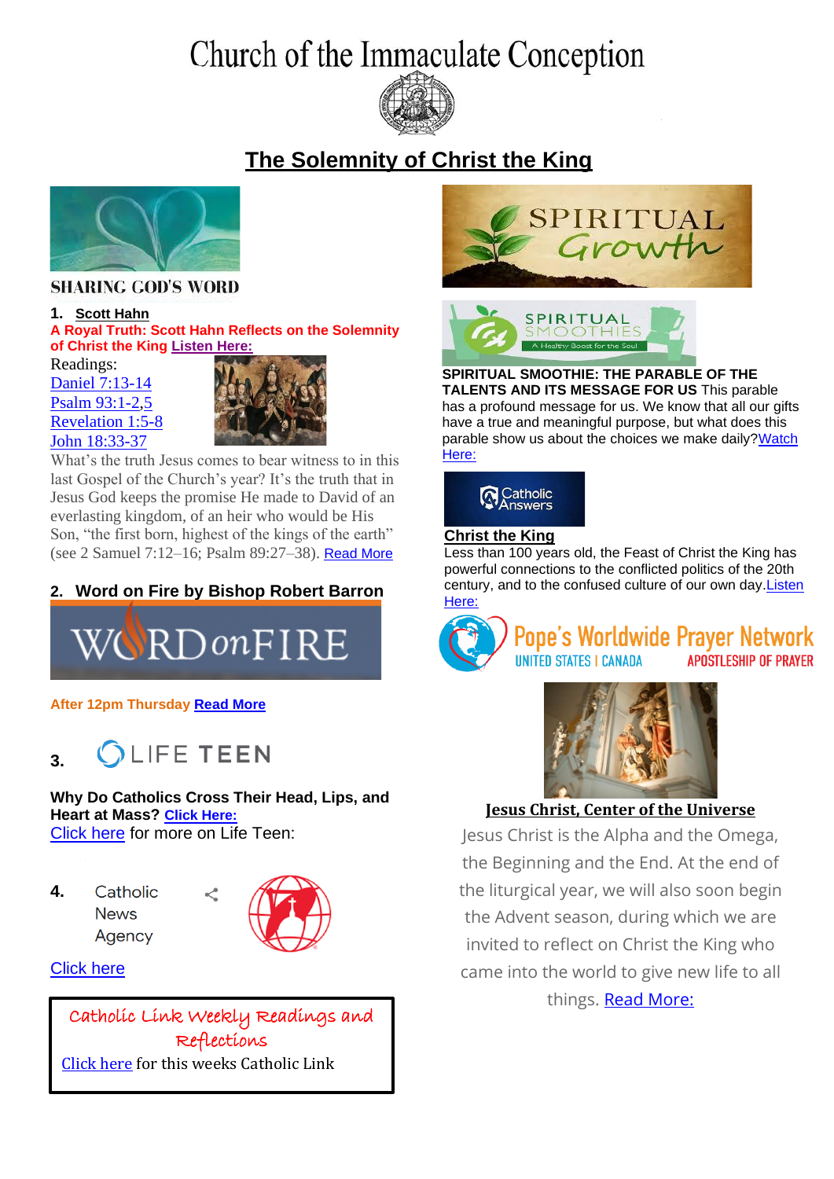# Church of the Immaculate Conception

## The Solemnity of Christ the King

### SHARING GOD'S WORD

**1. Scott Hahn**

**A Royal Truth: Scott Hahn Reflects on the Solemnity of Christ the King Listen Here:**

Readings:
Daniel 7:13-14
Psalm 93:1-2,5
Revelation 1:5-8
John 18:33-37

What's the truth Jesus comes to bear witness to in this last Gospel of the Church's year? It's the truth that in Jesus God keeps the promise He made to David of an everlasting kingdom, of an heir who would be His Son, "the first born, highest of the kings of the earth" (see 2 Samuel 7:12–16; Psalm 89:27–38). Read More

**2. Word on Fire by Bishop Robert Barron**

WORD on FIRE

**After 12pm Thursday Read More**

**3.** LIFE TEEN

**Why Do Catholics Cross Their Head, Lips, and Heart at Mass? Click Here:**
Click here for more on Life Teen:

**4.** Catholic News Agency

Click here

Catholic Link Weekly Readings and Reflections

Click here for this weeks Catholic Link

SPIRITUAL Growth

SPIRITUAL SMOOTHIES — A Healthy Boost for the Soul

**SPIRITUAL SMOOTHIE: THE PARABLE OF THE TALENTS AND ITS MESSAGE FOR US** This parable has a profound message for us. We know that all our gifts have a true and meaningful purpose, but what does this parable show us about the choices we make daily? Watch Here:

Catholic Answers

**Christ the King**
Less than 100 years old, the Feast of Christ the King has powerful connections to the conflicted politics of the 20th century, and to the confused culture of our own day. Listen Here:

Pope's Worldwide Prayer Network
UNITED STATES | CANADA APOSTLESHIP OF PRAYER

**Jesus Christ, Center of the Universe**

Jesus Christ is the Alpha and the Omega, the Beginning and the End. At the end of the liturgical year, we will also soon begin the Advent season, during which we are invited to reflect on Christ the King who came into the world to give new life to all things. Read More: